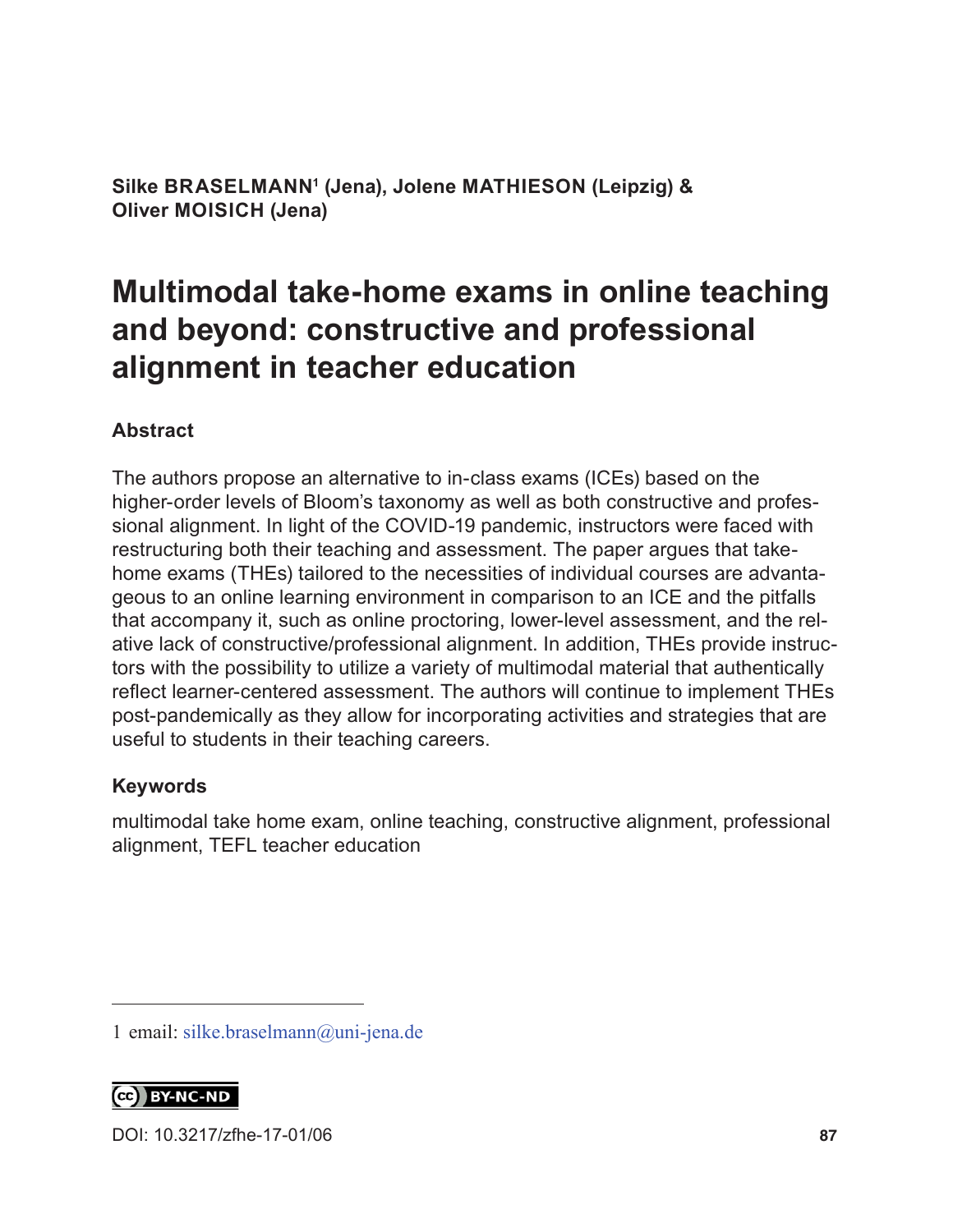**Silke BRASELMANN[1] (Jena), Jolene MATHIESON (Leipzig) & Oliver MOISICH (Jena)**

# Multimodal take-home exams in online teaching and beyond: constructive and professional alignment in teacher education

## Abstract

The authors propose an alternative to in-class exams (ICEs) based on the higher-order levels of Bloom's taxonomy as well as both constructive and professional alignment. In light of the COVID-19 pandemic, instructors were faced with restructuring both their teaching and assessment. The paper argues that take-home exams (THEs) tailored to the necessities of individual courses are advantageous to an online learning environment in comparison to an ICE and the pitfalls that accompany it, such as online proctoring, lower-level assessment, and the relative lack of constructive/professional alignment. In addition, THEs provide instructors with the possibility to utilize a variety of multimodal material that authentically reflect learner-centered assessment. The authors will continue to implement THEs post-pandemically as they allow for incorporating activities and strategies that are useful to students in their teaching careers.

## Keywords

multimodal take home exam, online teaching, constructive alignment, professional alignment, TEFL teacher education

---

1 email: silke.braselmann@uni-jena.de

BY-NC-ND

DOI: 10.3217/zfhe-17-01/06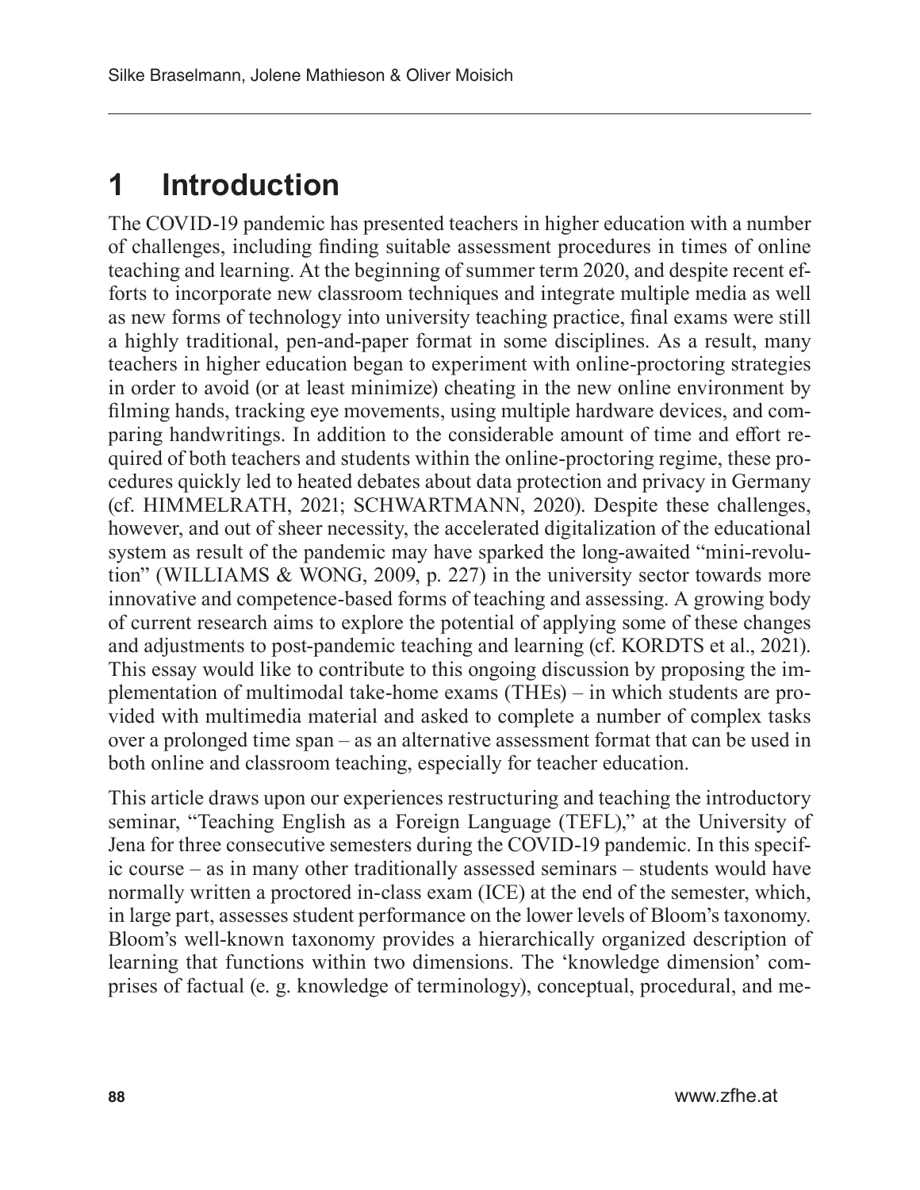# 1 Introduction

The COVID-19 pandemic has presented teachers in higher education with a number of challenges, including finding suitable assessment procedures in times of online teaching and learning. At the beginning of summer term 2020, and despite recent efforts to incorporate new classroom techniques and integrate multiple media as well as new forms of technology into university teaching practice, final exams were still a highly traditional, pen-and-paper format in some disciplines. As a result, many teachers in higher education began to experiment with online-proctoring strategies in order to avoid (or at least minimize) cheating in the new online environment by filming hands, tracking eye movements, using multiple hardware devices, and comparing handwritings. In addition to the considerable amount of time and effort required of both teachers and students within the online-proctoring regime, these procedures quickly led to heated debates about data protection and privacy in Germany (cf. HIMMELRATH, 2021; SCHWARTMANN, 2020). Despite these challenges, however, and out of sheer necessity, the accelerated digitalization of the educational system as result of the pandemic may have sparked the long-awaited "mini-revolution" (WILLIAMS & WONG, 2009, p. 227) in the university sector towards more innovative and competence-based forms of teaching and assessing. A growing body of current research aims to explore the potential of applying some of these changes and adjustments to post-pandemic teaching and learning (cf. KORDTS et al., 2021). This essay would like to contribute to this ongoing discussion by proposing the implementation of multimodal take-home exams (THEs) – in which students are provided with multimedia material and asked to complete a number of complex tasks over a prolonged time span – as an alternative assessment format that can be used in both online and classroom teaching, especially for teacher education.

This article draws upon our experiences restructuring and teaching the introductory seminar, "Teaching English as a Foreign Language (TEFL)," at the University of Jena for three consecutive semesters during the COVID-19 pandemic. In this specific course – as in many other traditionally assessed seminars – students would have normally written a proctored in-class exam (ICE) at the end of the semester, which, in large part, assesses student performance on the lower levels of Bloom's taxonomy. Bloom's well-known taxonomy provides a hierarchically organized description of learning that functions within two dimensions. The 'knowledge dimension' comprises of factual (e. g. knowledge of terminology), conceptual, procedural, and me-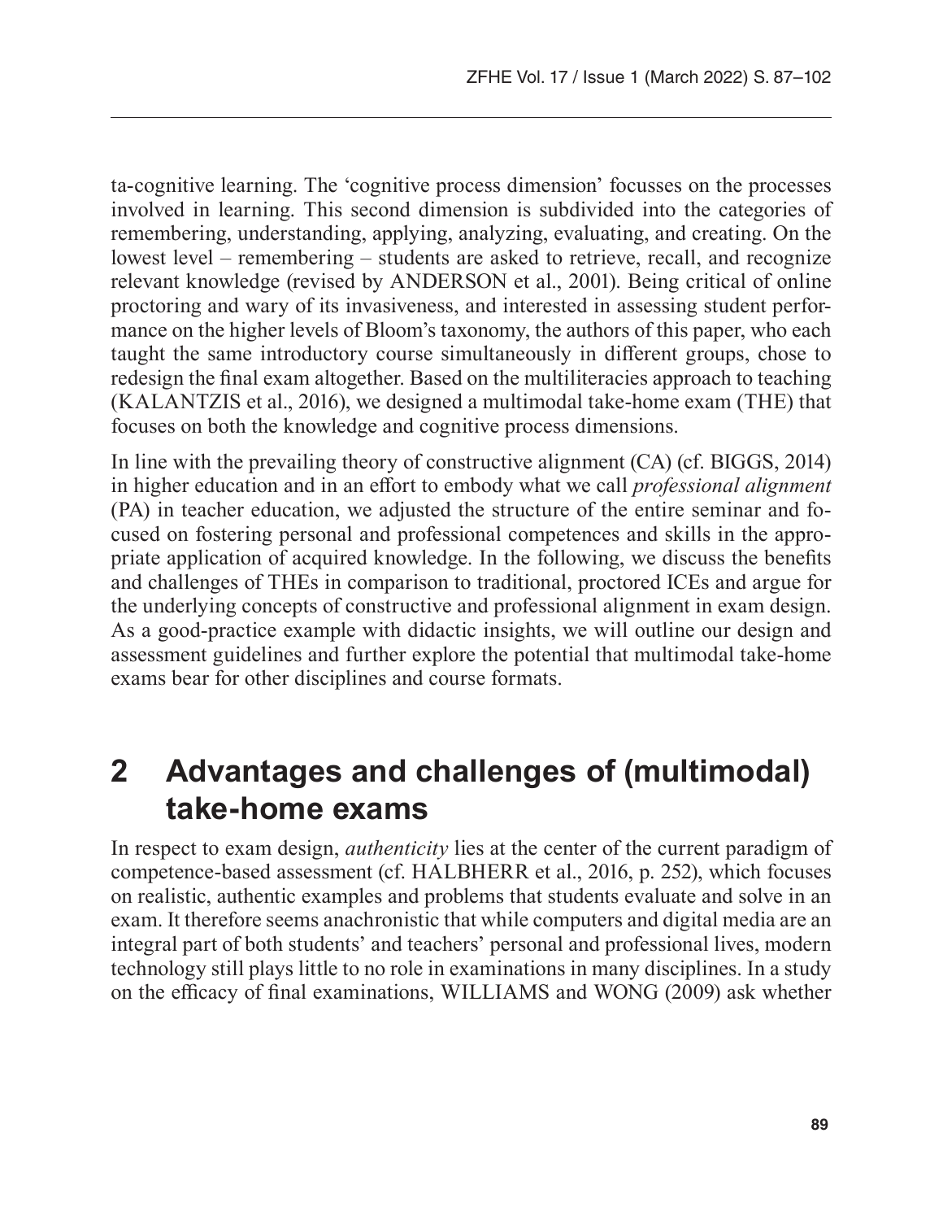ta-cognitive learning. The 'cognitive process dimension' focusses on the processes involved in learning. This second dimension is subdivided into the categories of remembering, understanding, applying, analyzing, evaluating, and creating. On the lowest level – remembering – students are asked to retrieve, recall, and recognize relevant knowledge (revised by ANDERSON et al., 2001). Being critical of online proctoring and wary of its invasiveness, and interested in assessing student performance on the higher levels of Bloom's taxonomy, the authors of this paper, who each taught the same introductory course simultaneously in different groups, chose to redesign the final exam altogether. Based on the multiliteracies approach to teaching (KALANTZIS et al., 2016), we designed a multimodal take-home exam (THE) that focuses on both the knowledge and cognitive process dimensions.

In line with the prevailing theory of constructive alignment (CA) (cf. BIGGS, 2014) in higher education and in an effort to embody what we call *professional alignment* (PA) in teacher education, we adjusted the structure of the entire seminar and focused on fostering personal and professional competences and skills in the appropriate application of acquired knowledge. In the following, we discuss the benefits and challenges of THEs in comparison to traditional, proctored ICEs and argue for the underlying concepts of constructive and professional alignment in exam design. As a good-practice example with didactic insights, we will outline our design and assessment guidelines and further explore the potential that multimodal take-home exams bear for other disciplines and course formats.

## 2 Advantages and challenges of (multimodal) take-home exams

In respect to exam design, *authenticity* lies at the center of the current paradigm of competence-based assessment (cf. HALBHERR et al., 2016, p. 252), which focuses on realistic, authentic examples and problems that students evaluate and solve in an exam. It therefore seems anachronistic that while computers and digital media are an integral part of both students' and teachers' personal and professional lives, modern technology still plays little to no role in examinations in many disciplines. In a study on the efficacy of final examinations, WILLIAMS and WONG (2009) ask whether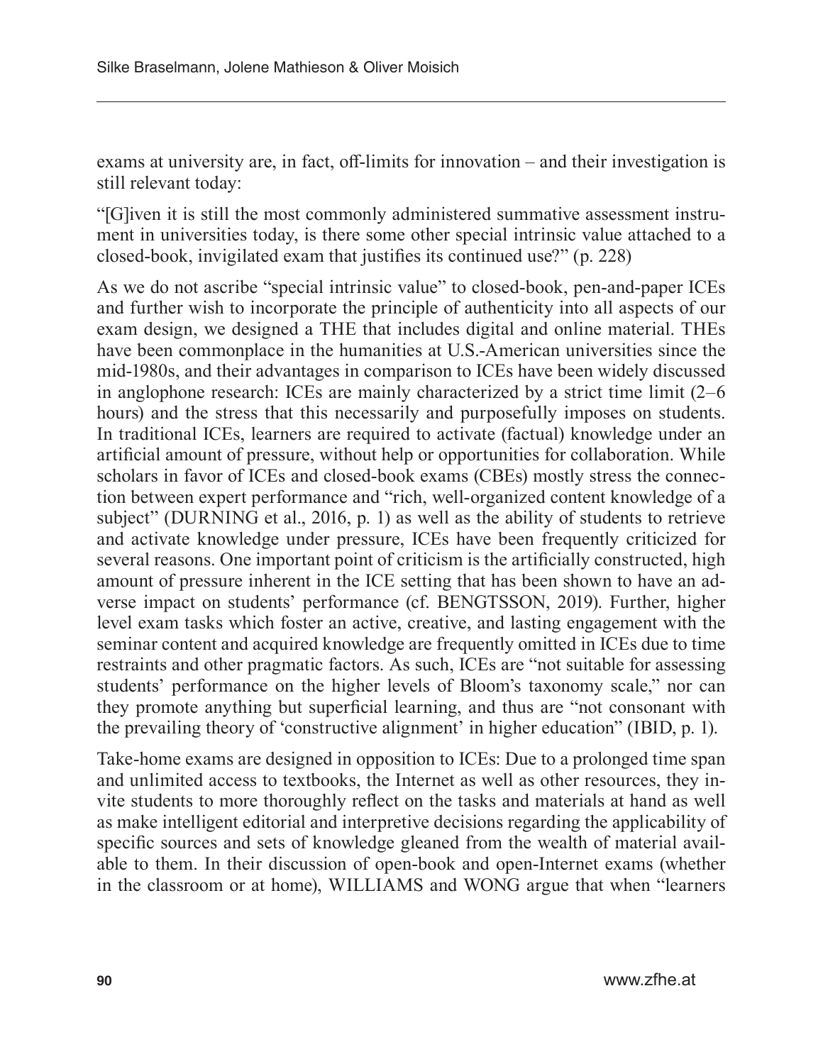exams at university are, in fact, off-limits for innovation – and their investigation is still relevant today:

"[G]iven it is still the most commonly administered summative assessment instrument in universities today, is there some other special intrinsic value attached to a closed-book, invigilated exam that justifies its continued use?" (p. 228)

As we do not ascribe "special intrinsic value" to closed-book, pen-and-paper ICEs and further wish to incorporate the principle of authenticity into all aspects of our exam design, we designed a THE that includes digital and online material. THEs have been commonplace in the humanities at U.S.-American universities since the mid-1980s, and their advantages in comparison to ICEs have been widely discussed in anglophone research: ICEs are mainly characterized by a strict time limit (2–6 hours) and the stress that this necessarily and purposefully imposes on students. In traditional ICEs, learners are required to activate (factual) knowledge under an artificial amount of pressure, without help or opportunities for collaboration. While scholars in favor of ICEs and closed-book exams (CBEs) mostly stress the connection between expert performance and "rich, well-organized content knowledge of a subject" (DURNING et al., 2016, p. 1) as well as the ability of students to retrieve and activate knowledge under pressure, ICEs have been frequently criticized for several reasons. One important point of criticism is the artificially constructed, high amount of pressure inherent in the ICE setting that has been shown to have an adverse impact on students' performance (cf. BENGTSSON, 2019). Further, higher level exam tasks which foster an active, creative, and lasting engagement with the seminar content and acquired knowledge are frequently omitted in ICEs due to time restraints and other pragmatic factors. As such, ICEs are "not suitable for assessing students' performance on the higher levels of Bloom's taxonomy scale," nor can they promote anything but superficial learning, and thus are "not consonant with the prevailing theory of 'constructive alignment' in higher education" (IBID, p. 1).

Take-home exams are designed in opposition to ICEs: Due to a prolonged time span and unlimited access to textbooks, the Internet as well as other resources, they invite students to more thoroughly reflect on the tasks and materials at hand as well as make intelligent editorial and interpretive decisions regarding the applicability of specific sources and sets of knowledge gleaned from the wealth of material available to them. In their discussion of open-book and open-Internet exams (whether in the classroom or at home), WILLIAMS and WONG argue that when "learners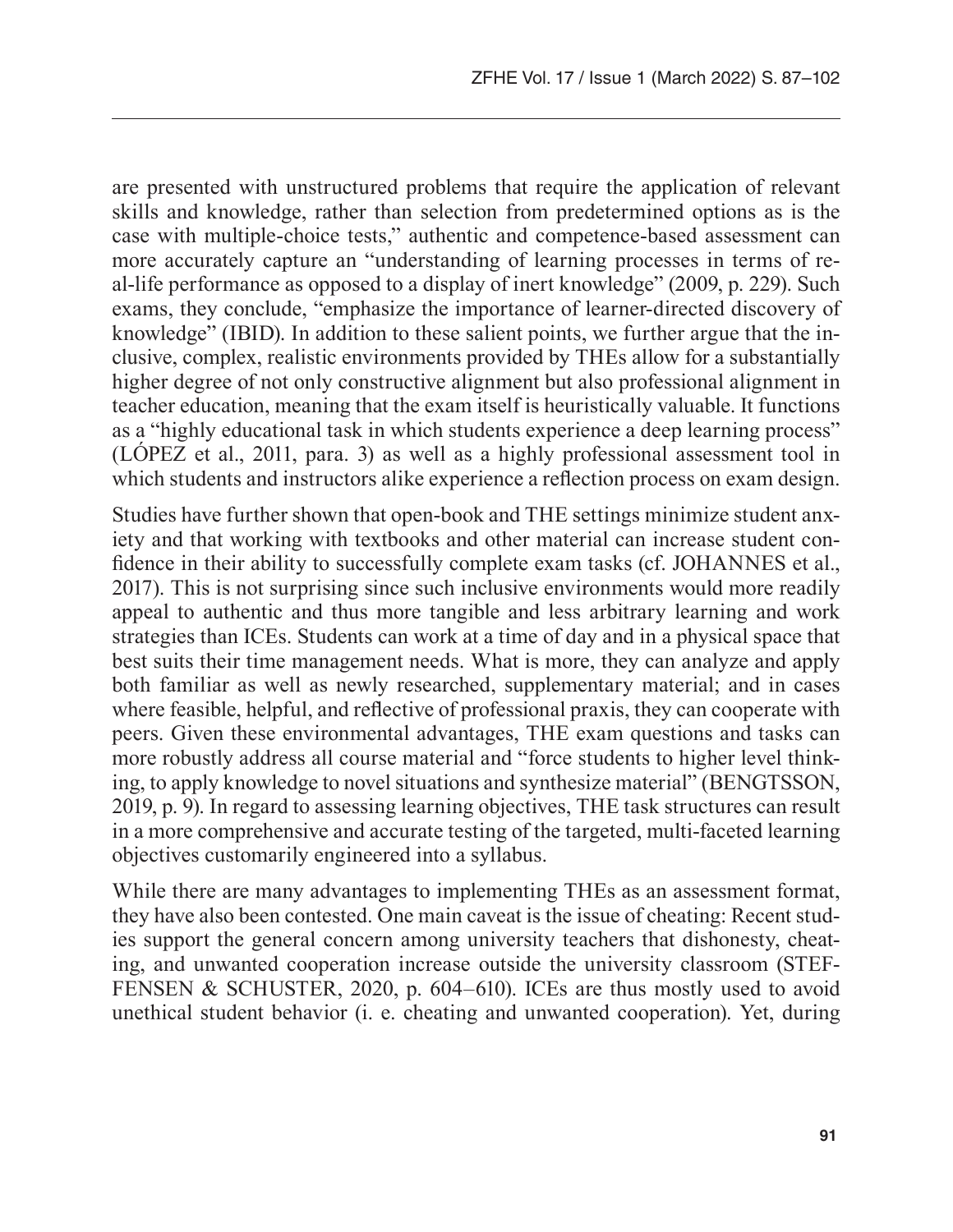are presented with unstructured problems that require the application of relevant skills and knowledge, rather than selection from predetermined options as is the case with multiple-choice tests," authentic and competence-based assessment can more accurately capture an "understanding of learning processes in terms of real-life performance as opposed to a display of inert knowledge" (2009, p. 229). Such exams, they conclude, "emphasize the importance of learner-directed discovery of knowledge" (IBID). In addition to these salient points, we further argue that the inclusive, complex, realistic environments provided by THEs allow for a substantially higher degree of not only constructive alignment but also professional alignment in teacher education, meaning that the exam itself is heuristically valuable. It functions as a "highly educational task in which students experience a deep learning process" (LÓPEZ et al., 2011, para. 3) as well as a highly professional assessment tool in which students and instructors alike experience a reflection process on exam design.

Studies have further shown that open-book and THE settings minimize student anxiety and that working with textbooks and other material can increase student confidence in their ability to successfully complete exam tasks (cf. JOHANNES et al., 2017). This is not surprising since such inclusive environments would more readily appeal to authentic and thus more tangible and less arbitrary learning and work strategies than ICEs. Students can work at a time of day and in a physical space that best suits their time management needs. What is more, they can analyze and apply both familiar as well as newly researched, supplementary material; and in cases where feasible, helpful, and reflective of professional praxis, they can cooperate with peers. Given these environmental advantages, THE exam questions and tasks can more robustly address all course material and "force students to higher level thinking, to apply knowledge to novel situations and synthesize material" (BENGTSSON, 2019, p. 9). In regard to assessing learning objectives, THE task structures can result in a more comprehensive and accurate testing of the targeted, multi-faceted learning objectives customarily engineered into a syllabus.

While there are many advantages to implementing THEs as an assessment format, they have also been contested. One main caveat is the issue of cheating: Recent studies support the general concern among university teachers that dishonesty, cheating, and unwanted cooperation increase outside the university classroom (STEFFENSEN & SCHUSTER, 2020, p. 604–610). ICEs are thus mostly used to avoid unethical student behavior (i. e. cheating and unwanted cooperation). Yet, during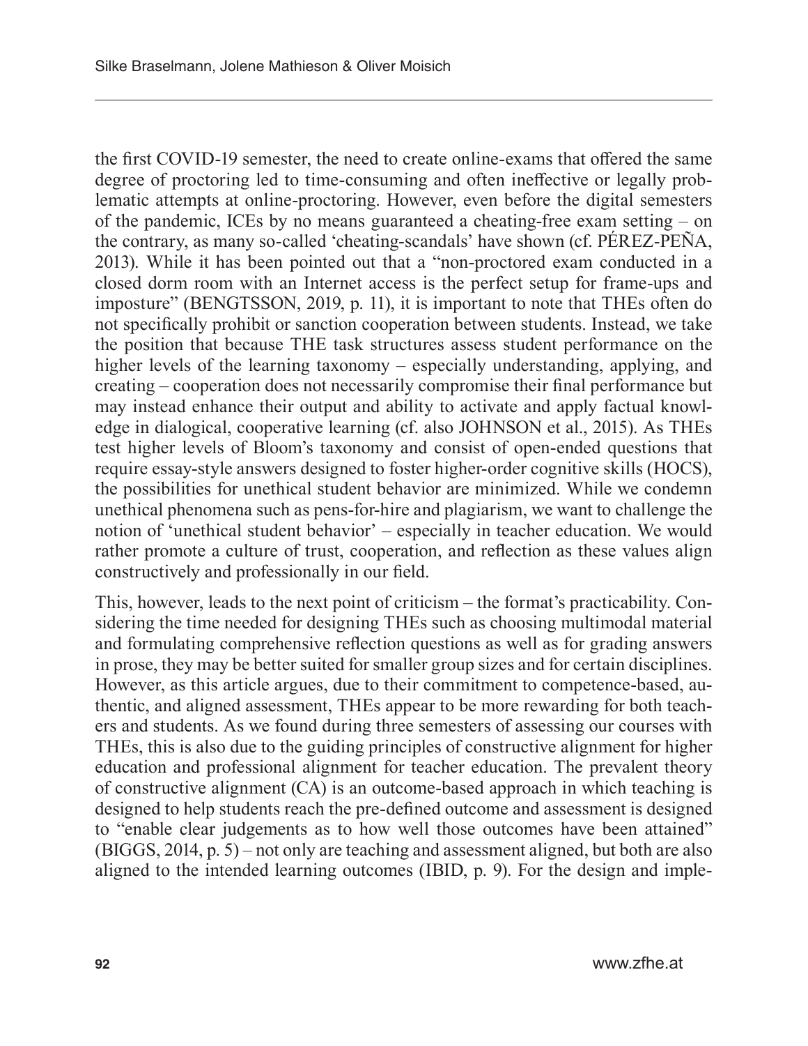the first COVID-19 semester, the need to create online-exams that offered the same degree of proctoring led to time-consuming and often ineffective or legally problematic attempts at online-proctoring. However, even before the digital semesters of the pandemic, ICEs by no means guaranteed a cheating-free exam setting – on the contrary, as many so-called 'cheating-scandals' have shown (cf. PÉREZ-PEÑA, 2013). While it has been pointed out that a "non-proctored exam conducted in a closed dorm room with an Internet access is the perfect setup for frame-ups and imposture" (BENGTSSON, 2019, p. 11), it is important to note that THEs often do not specifically prohibit or sanction cooperation between students. Instead, we take the position that because THE task structures assess student performance on the higher levels of the learning taxonomy – especially understanding, applying, and creating – cooperation does not necessarily compromise their final performance but may instead enhance their output and ability to activate and apply factual knowledge in dialogical, cooperative learning (cf. also JOHNSON et al., 2015). As THEs test higher levels of Bloom's taxonomy and consist of open-ended questions that require essay-style answers designed to foster higher-order cognitive skills (HOCS), the possibilities for unethical student behavior are minimized. While we condemn unethical phenomena such as pens-for-hire and plagiarism, we want to challenge the notion of 'unethical student behavior' – especially in teacher education. We would rather promote a culture of trust, cooperation, and reflection as these values align constructively and professionally in our field.

This, however, leads to the next point of criticism – the format's practicability. Considering the time needed for designing THEs such as choosing multimodal material and formulating comprehensive reflection questions as well as for grading answers in prose, they may be better suited for smaller group sizes and for certain disciplines. However, as this article argues, due to their commitment to competence-based, authentic, and aligned assessment, THEs appear to be more rewarding for both teachers and students. As we found during three semesters of assessing our courses with THEs, this is also due to the guiding principles of constructive alignment for higher education and professional alignment for teacher education. The prevalent theory of constructive alignment (CA) is an outcome-based approach in which teaching is designed to help students reach the pre-defined outcome and assessment is designed to "enable clear judgements as to how well those outcomes have been attained" (BIGGS, 2014, p. 5) – not only are teaching and assessment aligned, but both are also aligned to the intended learning outcomes (IBID, p. 9). For the design and imple-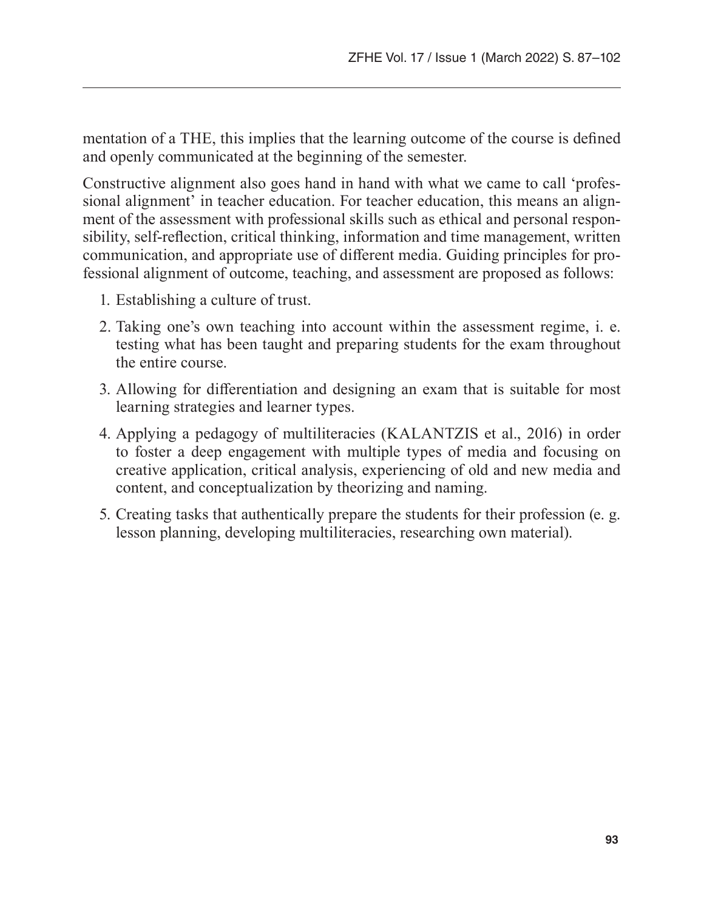mentation of a THE, this implies that the learning outcome of the course is defined and openly communicated at the beginning of the semester.

Constructive alignment also goes hand in hand with what we came to call 'professional alignment' in teacher education. For teacher education, this means an alignment of the assessment with professional skills such as ethical and personal responsibility, self-reflection, critical thinking, information and time management, written communication, and appropriate use of different media. Guiding principles for professional alignment of outcome, teaching, and assessment are proposed as follows:

1. Establishing a culture of trust.
2. Taking one's own teaching into account within the assessment regime, i. e. testing what has been taught and preparing students for the exam throughout the entire course.
3. Allowing for differentiation and designing an exam that is suitable for most learning strategies and learner types.
4. Applying a pedagogy of multiliteracies (KALANTZIS et al., 2016) in order to foster a deep engagement with multiple types of media and focusing on creative application, critical analysis, experiencing of old and new media and content, and conceptualization by theorizing and naming.
5. Creating tasks that authentically prepare the students for their profession (e. g. lesson planning, developing multiliteracies, researching own material).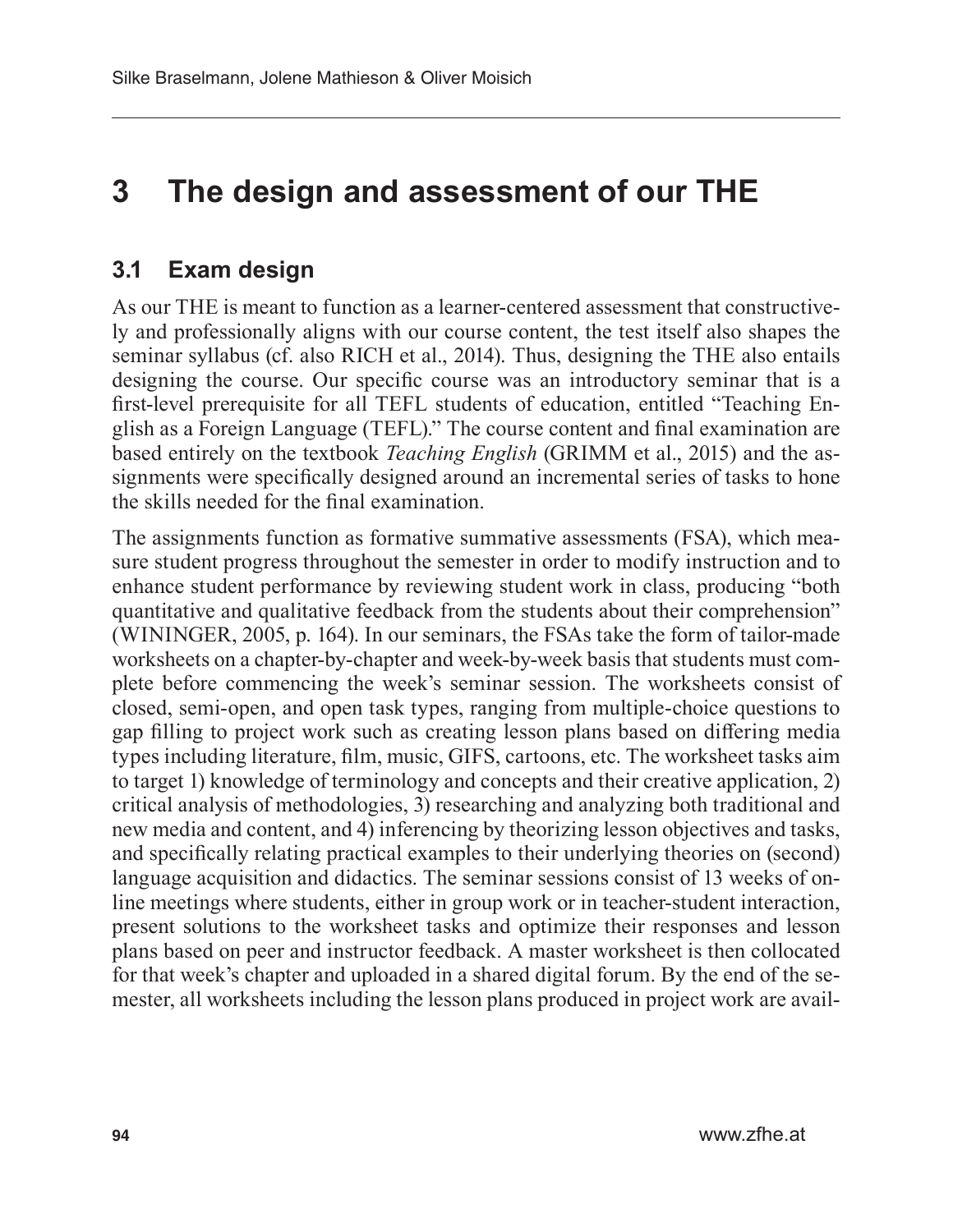# 3 The design and assessment of our THE

## 3.1 Exam design

As our THE is meant to function as a learner-centered assessment that constructively and professionally aligns with our course content, the test itself also shapes the seminar syllabus (cf. also RICH et al., 2014). Thus, designing the THE also entails designing the course. Our specific course was an introductory seminar that is a first-level prerequisite for all TEFL students of education, entitled "Teaching English as a Foreign Language (TEFL)." The course content and final examination are based entirely on the textbook *Teaching English* (GRIMM et al., 2015) and the assignments were specifically designed around an incremental series of tasks to hone the skills needed for the final examination.

The assignments function as formative summative assessments (FSA), which measure student progress throughout the semester in order to modify instruction and to enhance student performance by reviewing student work in class, producing "both quantitative and qualitative feedback from the students about their comprehension" (WININGER, 2005, p. 164). In our seminars, the FSAs take the form of tailor-made worksheets on a chapter-by-chapter and week-by-week basis that students must complete before commencing the week's seminar session. The worksheets consist of closed, semi-open, and open task types, ranging from multiple-choice questions to gap filling to project work such as creating lesson plans based on differing media types including literature, film, music, GIFS, cartoons, etc. The worksheet tasks aim to target 1) knowledge of terminology and concepts and their creative application, 2) critical analysis of methodologies, 3) researching and analyzing both traditional and new media and content, and 4) inferencing by theorizing lesson objectives and tasks, and specifically relating practical examples to their underlying theories on (second) language acquisition and didactics. The seminar sessions consist of 13 weeks of online meetings where students, either in group work or in teacher-student interaction, present solutions to the worksheet tasks and optimize their responses and lesson plans based on peer and instructor feedback. A master worksheet is then collocated for that week's chapter and uploaded in a shared digital forum. By the end of the semester, all worksheets including the lesson plans produced in project work are avail-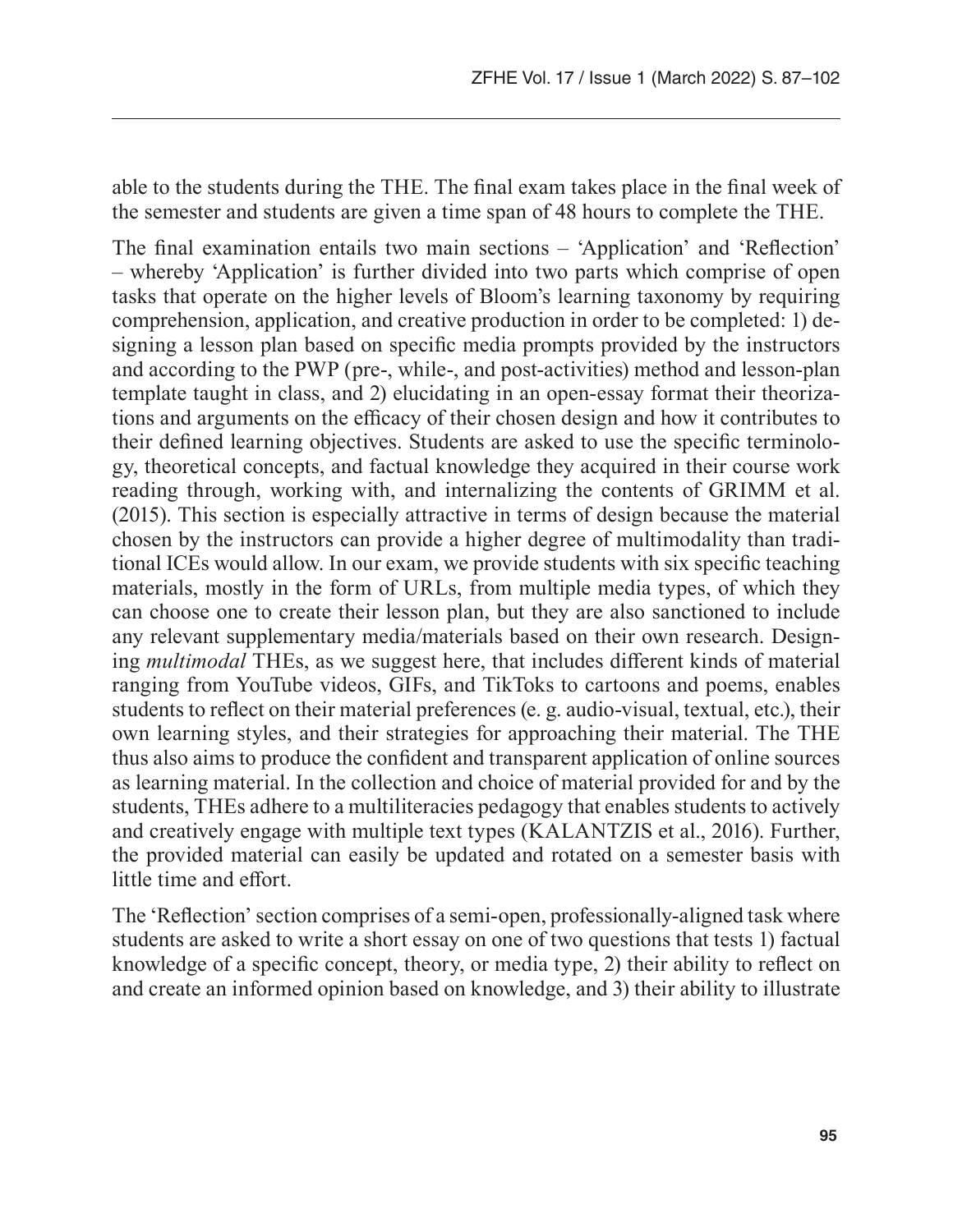able to the students during the THE. The final exam takes place in the final week of the semester and students are given a time span of 48 hours to complete the THE.

The final examination entails two main sections – 'Application' and 'Reflection' – whereby 'Application' is further divided into two parts which comprise of open tasks that operate on the higher levels of Bloom's learning taxonomy by requiring comprehension, application, and creative production in order to be completed: 1) designing a lesson plan based on specific media prompts provided by the instructors and according to the PWP (pre-, while-, and post-activities) method and lesson-plan template taught in class, and 2) elucidating in an open-essay format their theorizations and arguments on the efficacy of their chosen design and how it contributes to their defined learning objectives. Students are asked to use the specific terminology, theoretical concepts, and factual knowledge they acquired in their course work reading through, working with, and internalizing the contents of GRIMM et al. (2015). This section is especially attractive in terms of design because the material chosen by the instructors can provide a higher degree of multimodality than traditional ICEs would allow. In our exam, we provide students with six specific teaching materials, mostly in the form of URLs, from multiple media types, of which they can choose one to create their lesson plan, but they are also sanctioned to include any relevant supplementary media/materials based on their own research. Designing *multimodal* THEs, as we suggest here, that includes different kinds of material ranging from YouTube videos, GIFs, and TikToks to cartoons and poems, enables students to reflect on their material preferences (e. g. audio-visual, textual, etc.), their own learning styles, and their strategies for approaching their material. The THE thus also aims to produce the confident and transparent application of online sources as learning material. In the collection and choice of material provided for and by the students, THEs adhere to a multiliteracies pedagogy that enables students to actively and creatively engage with multiple text types (KALANTZIS et al., 2016). Further, the provided material can easily be updated and rotated on a semester basis with little time and effort.

The 'Reflection' section comprises of a semi-open, professionally-aligned task where students are asked to write a short essay on one of two questions that tests 1) factual knowledge of a specific concept, theory, or media type, 2) their ability to reflect on and create an informed opinion based on knowledge, and 3) their ability to illustrate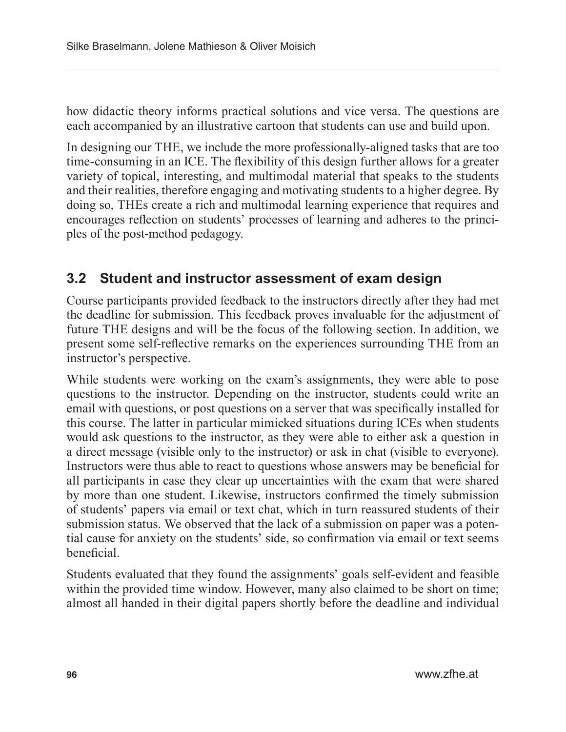how didactic theory informs practical solutions and vice versa. The questions are each accompanied by an illustrative cartoon that students can use and build upon.

In designing our THE, we include the more professionally-aligned tasks that are too time-consuming in an ICE. The flexibility of this design further allows for a greater variety of topical, interesting, and multimodal material that speaks to the students and their realities, therefore engaging and motivating students to a higher degree. By doing so, THEs create a rich and multimodal learning experience that requires and encourages reflection on students' processes of learning and adheres to the principles of the post-method pedagogy.

## 3.2 Student and instructor assessment of exam design

Course participants provided feedback to the instructors directly after they had met the deadline for submission. This feedback proves invaluable for the adjustment of future THE designs and will be the focus of the following section. In addition, we present some self-reflective remarks on the experiences surrounding THE from an instructor's perspective.

While students were working on the exam's assignments, they were able to pose questions to the instructor. Depending on the instructor, students could write an email with questions, or post questions on a server that was specifically installed for this course. The latter in particular mimicked situations during ICEs when students would ask questions to the instructor, as they were able to either ask a question in a direct message (visible only to the instructor) or ask in chat (visible to everyone). Instructors were thus able to react to questions whose answers may be beneficial for all participants in case they clear up uncertainties with the exam that were shared by more than one student. Likewise, instructors confirmed the timely submission of students' papers via email or text chat, which in turn reassured students of their submission status. We observed that the lack of a submission on paper was a potential cause for anxiety on the students' side, so confirmation via email or text seems beneficial.

Students evaluated that they found the assignments' goals self-evident and feasible within the provided time window. However, many also claimed to be short on time; almost all handed in their digital papers shortly before the deadline and individual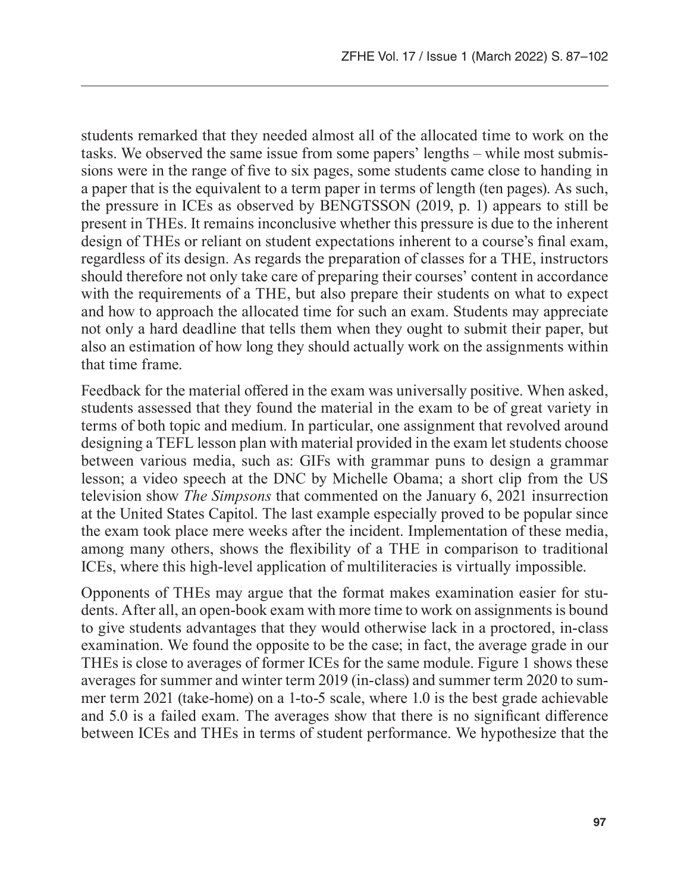students remarked that they needed almost all of the allocated time to work on the tasks. We observed the same issue from some papers' lengths – while most submissions were in the range of five to six pages, some students came close to handing in a paper that is the equivalent to a term paper in terms of length (ten pages). As such, the pressure in ICEs as observed by BENGTSSON (2019, p. 1) appears to still be present in THEs. It remains inconclusive whether this pressure is due to the inherent design of THEs or reliant on student expectations inherent to a course's final exam, regardless of its design. As regards the preparation of classes for a THE, instructors should therefore not only take care of preparing their courses' content in accordance with the requirements of a THE, but also prepare their students on what to expect and how to approach the allocated time for such an exam. Students may appreciate not only a hard deadline that tells them when they ought to submit their paper, but also an estimation of how long they should actually work on the assignments within that time frame.

Feedback for the material offered in the exam was universally positive. When asked, students assessed that they found the material in the exam to be of great variety in terms of both topic and medium. In particular, one assignment that revolved around designing a TEFL lesson plan with material provided in the exam let students choose between various media, such as: GIFs with grammar puns to design a grammar lesson; a video speech at the DNC by Michelle Obama; a short clip from the US television show *The Simpsons* that commented on the January 6, 2021 insurrection at the United States Capitol. The last example especially proved to be popular since the exam took place mere weeks after the incident. Implementation of these media, among many others, shows the flexibility of a THE in comparison to traditional ICEs, where this high-level application of multiliteracies is virtually impossible.

Opponents of THEs may argue that the format makes examination easier for students. After all, an open-book exam with more time to work on assignments is bound to give students advantages that they would otherwise lack in a proctored, in-class examination. We found the opposite to be the case; in fact, the average grade in our THEs is close to averages of former ICEs for the same module. Figure 1 shows these averages for summer and winter term 2019 (in-class) and summer term 2020 to summer term 2021 (take-home) on a 1-to-5 scale, where 1.0 is the best grade achievable and 5.0 is a failed exam. The averages show that there is no significant difference between ICEs and THEs in terms of student performance. We hypothesize that the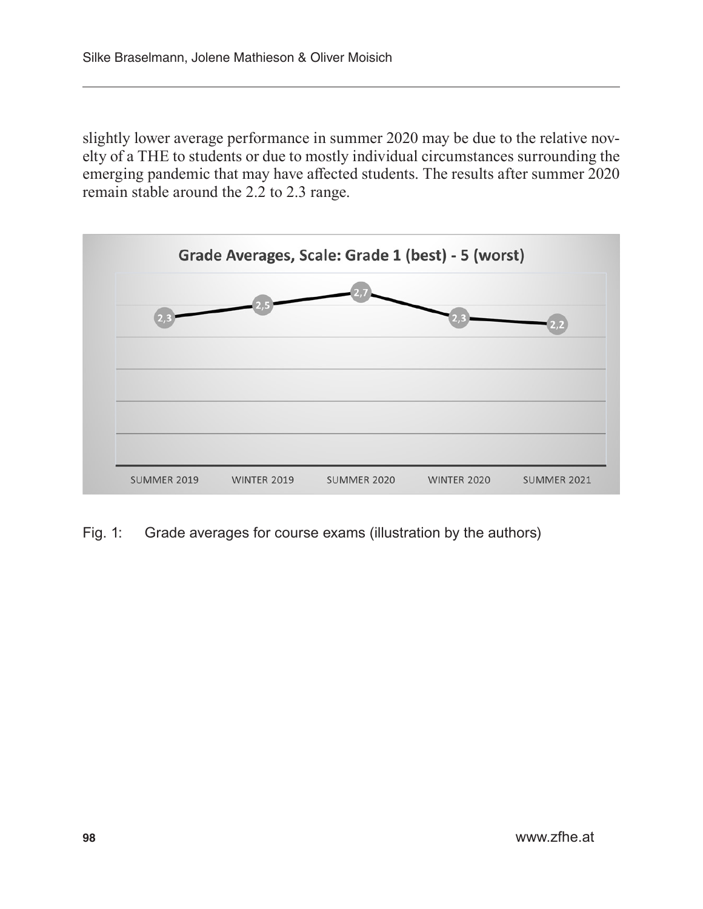slightly lower average performance in summer 2020 may be due to the relative novelty of a THE to students or due to mostly individual circumstances surrounding the emerging pandemic that may have affected students. The results after summer 2020 remain stable around the 2.2 to 2.3 range.

Fig. 1: Grade averages for course exams (illustration by the authors)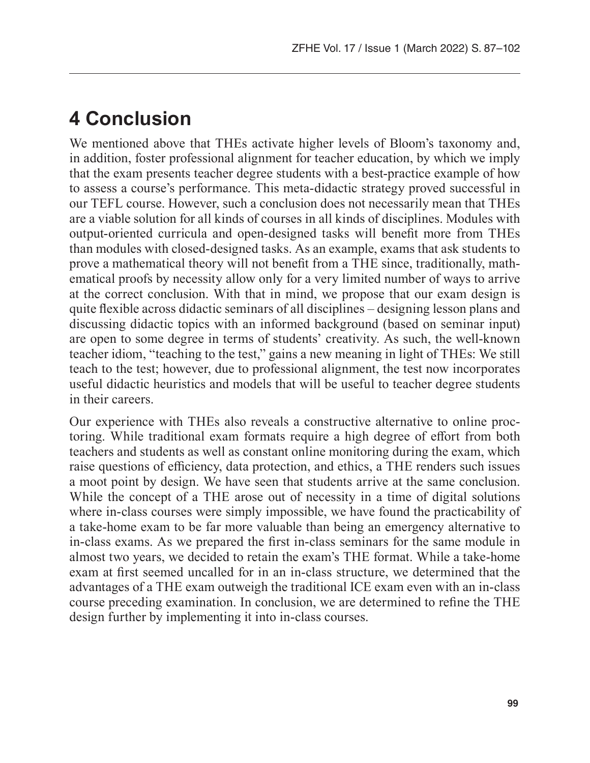# 4 Conclusion

We mentioned above that THEs activate higher levels of Bloom's taxonomy and, in addition, foster professional alignment for teacher education, by which we imply that the exam presents teacher degree students with a best-practice example of how to assess a course's performance. This meta-didactic strategy proved successful in our TEFL course. However, such a conclusion does not necessarily mean that THEs are a viable solution for all kinds of courses in all kinds of disciplines. Modules with output-oriented curricula and open-designed tasks will benefit more from THEs than modules with closed-designed tasks. As an example, exams that ask students to prove a mathematical theory will not benefit from a THE since, traditionally, mathematical proofs by necessity allow only for a very limited number of ways to arrive at the correct conclusion. With that in mind, we propose that our exam design is quite flexible across didactic seminars of all disciplines – designing lesson plans and discussing didactic topics with an informed background (based on seminar input) are open to some degree in terms of students' creativity. As such, the well-known teacher idiom, "teaching to the test," gains a new meaning in light of THEs: We still teach to the test; however, due to professional alignment, the test now incorporates useful didactic heuristics and models that will be useful to teacher degree students in their careers.

Our experience with THEs also reveals a constructive alternative to online proctoring. While traditional exam formats require a high degree of effort from both teachers and students as well as constant online monitoring during the exam, which raise questions of efficiency, data protection, and ethics, a THE renders such issues a moot point by design. We have seen that students arrive at the same conclusion. While the concept of a THE arose out of necessity in a time of digital solutions where in-class courses were simply impossible, we have found the practicability of a take-home exam to be far more valuable than being an emergency alternative to in-class exams. As we prepared the first in-class seminars for the same module in almost two years, we decided to retain the exam's THE format. While a take-home exam at first seemed uncalled for in an in-class structure, we determined that the advantages of a THE exam outweigh the traditional ICE exam even with an in-class course preceding examination. In conclusion, we are determined to refine the THE design further by implementing it into in-class courses.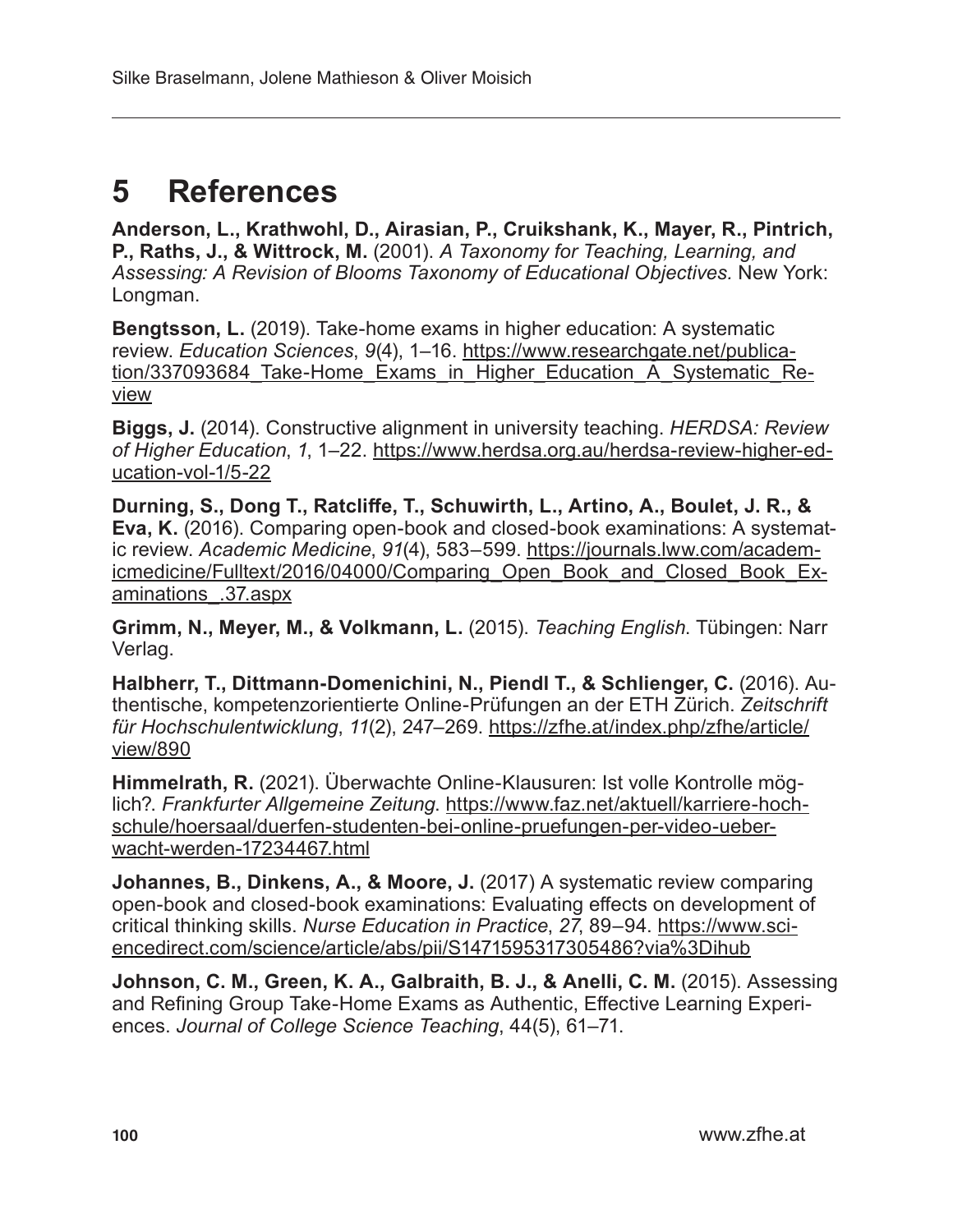# 5 References

**Anderson, L., Krathwohl, D., Airasian, P., Cruikshank, K., Mayer, R., Pintrich, P., Raths, J., & Wittrock, M.** (2001). *A Taxonomy for Teaching, Learning, and Assessing: A Revision of Blooms Taxonomy of Educational Objectives.* New York: Longman.

**Bengtsson, L.** (2019). Take-home exams in higher education: A systematic review. *Education Sciences*, *9*(4), 1–16. https://www.researchgate.net/publication/337093684_Take-Home_Exams_in_Higher_Education_A_Systematic_Review

**Biggs, J.** (2014). Constructive alignment in university teaching. *HERDSA: Review of Higher Education*, *1*, 1–22. https://www.herdsa.org.au/herdsa-review-higher-education-vol-1/5-22

**Durning, S., Dong T., Ratcliffe, T., Schuwirth, L., Artino, A., Boulet, J. R., & Eva, K.** (2016). Comparing open-book and closed-book examinations: A systematic review. *Academic Medicine*, *91*(4), 583–599. https://journals.lww.com/academicmedicine/Fulltext/2016/04000/Comparing_Open_Book_and_Closed_Book_Examinations_.37.aspx

**Grimm, N., Meyer, M., & Volkmann, L.** (2015). *Teaching English*. Tübingen: Narr Verlag.

**Halbherr, T., Dittmann-Domenichini, N., Piendl T., & Schlienger, C.** (2016). Authentische, kompetenzorientierte Online-Prüfungen an der ETH Zürich. *Zeitschrift für Hochschulentwicklung*, *11*(2), 247–269. https://zfhe.at/index.php/zfhe/article/view/890

**Himmelrath, R.** (2021). Überwachte Online-Klausuren: Ist volle Kontrolle möglich?. *Frankfurter Allgemeine Zeitung.* https://www.faz.net/aktuell/karriere-hochschule/hoersaal/duerfen-studenten-bei-online-pruefungen-per-video-ueberwacht-werden-17234467.html

**Johannes, B., Dinkens, A., & Moore, J.** (2017) A systematic review comparing open-book and closed-book examinations: Evaluating effects on development of critical thinking skills. *Nurse Education in Practice*, *27*, 89–94. https://www.sciencedirect.com/science/article/abs/pii/S1471595317305486?via%3Dihub

**Johnson, C. M., Green, K. A., Galbraith, B. J., & Anelli, C. M.** (2015). Assessing and Refining Group Take-Home Exams as Authentic, Effective Learning Experiences. *Journal of College Science Teaching*, 44(5), 61–71.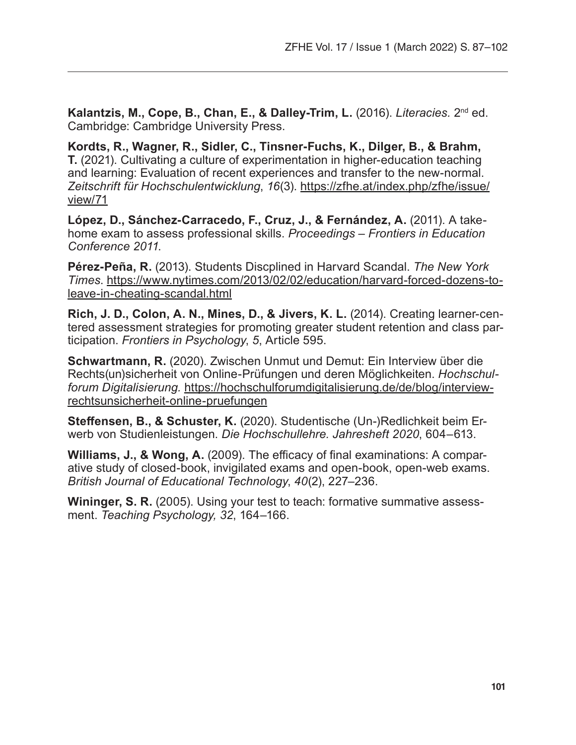**Kalantzis, M., Cope, B., Chan, E., & Dalley-Trim, L.** (2016). *Literacies.* 2nd ed. Cambridge: Cambridge University Press.

**Kordts, R., Wagner, R., Sidler, C., Tinsner-Fuchs, K., Dilger, B., & Brahm, T.** (2021). Cultivating a culture of experimentation in higher-education teaching and learning: Evaluation of recent experiences and transfer to the new-normal. *Zeitschrift für Hochschulentwicklung*, *16*(3). https://zfhe.at/index.php/zfhe/issue/view/71

**López, D., Sánchez-Carracedo, F., Cruz, J., & Fernández, A.** (2011). A take-home exam to assess professional skills. *Proceedings – Frontiers in Education Conference 2011*.

**Pérez-Peña, R.** (2013). Students Discplined in Harvard Scandal. *The New York Times*. https://www.nytimes.com/2013/02/02/education/harvard-forced-dozens-to-leave-in-cheating-scandal.html

**Rich, J. D., Colon, A. N., Mines, D., & Jivers, K. L.** (2014). Creating learner-centered assessment strategies for promoting greater student retention and class participation. *Frontiers in Psychology*, *5*, Article 595.

**Schwartmann, R.** (2020). Zwischen Unmut und Demut: Ein Interview über die Rechts(un)sicherheit von Online-Prüfungen und deren Möglichkeiten. *Hochschulforum Digitalisierung.* https://hochschulforumdigitalisierung.de/de/blog/interview-rechtsunsicherheit-online-pruefungen

**Steffensen, B., & Schuster, K.** (2020). Studentische (Un-)Redlichkeit beim Erwerb von Studienleistungen. *Die Hochschullehre. Jahresheft 2020*, 604–613.

**Williams, J., & Wong, A.** (2009). The efficacy of final examinations: A comparative study of closed-book, invigilated exams and open-book, open-web exams. *British Journal of Educational Technology*, *40*(2), 227–236.

**Wininger, S. R.** (2005). Using your test to teach: formative summative assessment. *Teaching Psychology, 32*, 164–166.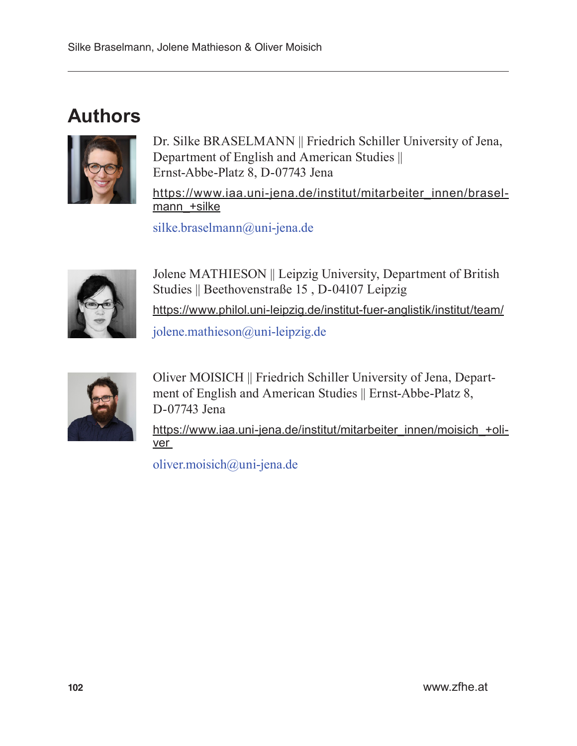## Authors

Dr. Silke BRASELMANN || Friedrich Schiller University of Jena, Department of English and American Studies || Ernst-Abbe-Platz 8, D-07743 Jena

https://www.iaa.uni-jena.de/institut/mitarbeiter_innen/braselmann_+silke

silke.braselmann@uni-jena.de

Jolene MATHIESON || Leipzig University, Department of British Studies || Beethovenstraße 15 , D-04107 Leipzig

https://www.philol.uni-leipzig.de/institut-fuer-anglistik/institut/team/

jolene.mathieson@uni-leipzig.de

Oliver MOISICH || Friedrich Schiller University of Jena, Department of English and American Studies || Ernst-Abbe-Platz 8, D-07743 Jena

https://www.iaa.uni-jena.de/institut/mitarbeiter_innen/moisich_+oliver

oliver.moisich@uni-jena.de